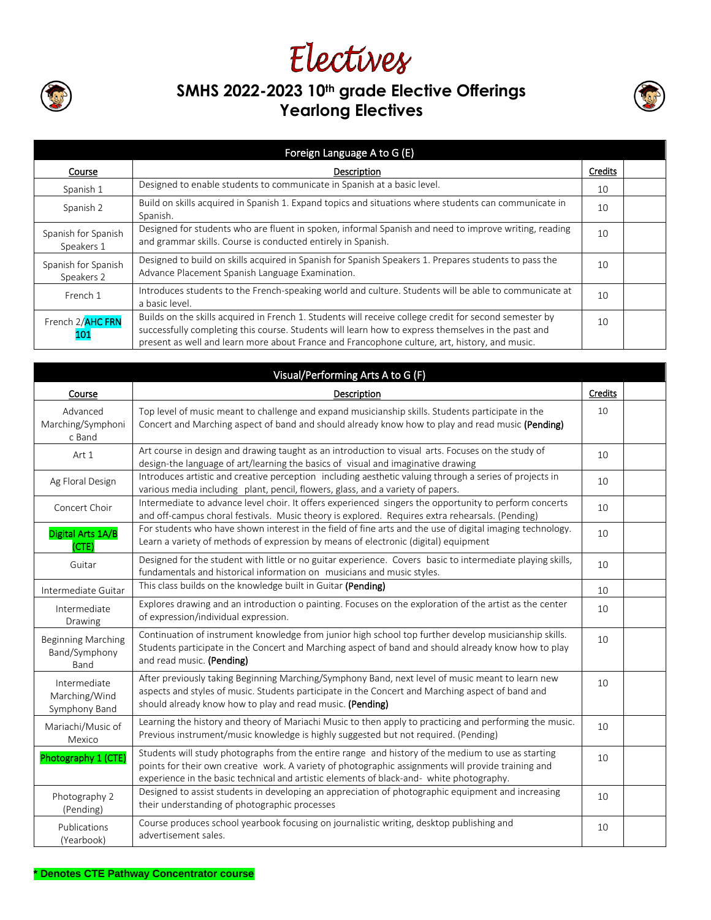# Electives

## SMHS 2022-2023 10th grade Elective Offerings
## Yearlong Electives

| Foreign Language A to G (E) | | | |
|---|---|---|---|
| **Course** | **Description** | **Credits** | |
| Spanish 1 | Designed to enable students to communicate in Spanish at a basic level. | 10 | |
| Spanish 2 | Build on skills acquired in Spanish 1. Expand topics and situations where students can communicate in Spanish. | 10 | |
| Spanish for Spanish Speakers 1 | Designed for students who are fluent in spoken, informal Spanish and need to improve writing, reading and grammar skills. Course is conducted entirely in Spanish. | 10 | |
| Spanish for Spanish Speakers 2 | Designed to build on skills acquired in Spanish for Spanish Speakers 1. Prepares students to pass the Advance Placement Spanish Language Examination. | 10 | |
| French 1 | Introduces students to the French-speaking world and culture. Students will be able to communicate at a basic level. | 10 | |
| French 2/AHC FRN 101 | Builds on the skills acquired in French 1. Students will receive college credit for second semester by successfully completing this course. Students will learn how to express themselves in the past and present as well and learn more about France and Francophone culture, art, history, and music. | 10 | |

| Visual/Performing Arts A to G (F) | | | |
|---|---|---|---|
| **Course** | **Description** | **Credits** | |
| Advanced Marching/Symphonic Band | Top level of music meant to challenge and expand musicianship skills. Students participate in the Concert and Marching aspect of band and should already know how to play and read music **(Pending)** | 10 | |
| Art 1 | Art course in design and drawing taught as an introduction to visual arts. Focuses on the study of design-the language of art/learning the basics of visual and imaginative drawing | 10 | |
| Ag Floral Design | Introduces artistic and creative perception including aesthetic valuing through a series of projects in various media including plant, pencil, flowers, glass, and a variety of papers. | 10 | |
| Concert Choir | Intermediate to advance level choir. It offers experienced singers the opportunity to perform concerts and off-campus choral festivals. Music theory is explored. Requires extra rehearsals. (Pending) | 10 | |
| Digital Arts 1A/B (CTE) | For students who have shown interest in the field of fine arts and the use of digital imaging technology. Learn a variety of methods of expression by means of electronic (digital) equipment | 10 | |
| Guitar | Designed for the student with little or no guitar experience. Covers basic to intermediate playing skills, fundamentals and historical information on musicians and music styles. | 10 | |
| Intermediate Guitar | This class builds on the knowledge built in Guitar **(Pending)** | 10 | |
| Intermediate Drawing | Explores drawing and an introduction o painting. Focuses on the exploration of the artist as the center of expression/individual expression. | 10 | |
| Beginning Marching Band/Symphony Band | Continuation of instrument knowledge from junior high school top further develop musicianship skills. Students participate in the Concert and Marching aspect of band and should already know how to play and read music. **(Pending)** | 10 | |
| Intermediate Marching/Wind Symphony Band | After previously taking Beginning Marching/Symphony Band, next level of music meant to learn new aspects and styles of music. Students participate in the Concert and Marching aspect of band and should already know how to play and read music. **(Pending)** | 10 | |
| Mariachi/Music of Mexico | Learning the history and theory of Mariachi Music to then apply to practicing and performing the music. Previous instrument/music knowledge is highly suggested but not required. (Pending) | 10 | |
| Photography 1 (CTE) | Students will study photographs from the entire range and history of the medium to use as starting points for their own creative work. A variety of photographic assignments will provide training and experience in the basic technical and artistic elements of black-and- white photography. | 10 | |
| Photography 2 (Pending) | Designed to assist students in developing an appreciation of photographic equipment and increasing their understanding of photographic processes | 10 | |
| Publications (Yearbook) | Course produces school yearbook focusing on journalistic writing, desktop publishing and advertisement sales. | 10 | |

**\* Denotes CTE Pathway Concentrator course**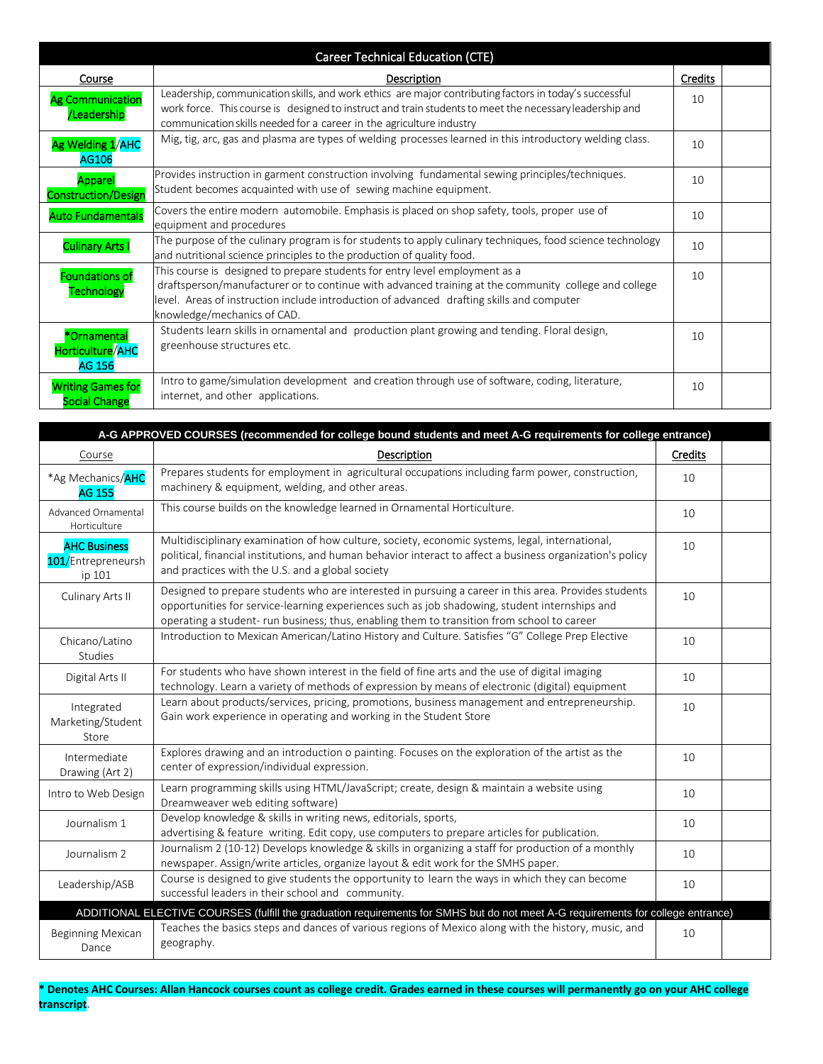| Career Technical Education (CTE) | | | |
|---|---|---|---|
| Course | Description | Credits | |
| Ag Communication /Leadership | Leadership, communication skills, and work ethics are major contributing factors in today's successful work force. This course is designed to instruct and train students to meet the necessary leadership and communication skills needed for a career in the agriculture industry | 10 | |
| Ag Welding 1/AHC AG106 | Mig, tig, arc, gas and plasma are types of welding processes learned in this introductory welding class. | 10 | |
| Apparel Construction/Design | Provides instruction in garment construction involving fundamental sewing principles/techniques. Student becomes acquainted with use of sewing machine equipment. | 10 | |
| Auto Fundamentals | Covers the entire modern automobile. Emphasis is placed on shop safety, tools, proper use of equipment and procedures | 10 | |
| Culinary Arts I | The purpose of the culinary program is for students to apply culinary techniques, food science technology and nutritional science principles to the production of quality food. | 10 | |
| Foundations of Technology | This course is designed to prepare students for entry level employment as a draftsperson/manufacturer or to continue with advanced training at the community college and college level. Areas of instruction include introduction of advanced drafting skills and computer knowledge/mechanics of CAD. | 10 | |
| *Ornamental Horticulture/AHC AG 156 | Students learn skills in ornamental and production plant growing and tending. Floral design, greenhouse structures etc. | 10 | |
| Writing Games for Social Change | Intro to game/simulation development and creation through use of software, coding, literature, internet, and other applications. | 10 | |

| A-G APPROVED COURSES (recommended for college bound students and meet A-G requirements for college entrance) | | | |
|---|---|---|---|
| Course | Description | Credits | |
| *Ag Mechanics/AHC AG 155 | Prepares students for employment in agricultural occupations including farm power, construction, machinery & equipment, welding, and other areas. | 10 | |
| Advanced Ornamental Horticulture | This course builds on the knowledge learned in Ornamental Horticulture. | 10 | |
| AHC Business 101/Entrepreneurship 101 | Multidisciplinary examination of how culture, society, economic systems, legal, international, political, financial institutions, and human behavior interact to affect a business organization's policy and practices with the U.S. and a global society | 10 | |
| Culinary Arts II | Designed to prepare students who are interested in pursuing a career in this area. Provides students opportunities for service-learning experiences such as job shadowing, student internships and operating a student- run business; thus, enabling them to transition from school to career | 10 | |
| Chicano/Latino Studies | Introduction to Mexican American/Latino History and Culture. Satisfies "G" College Prep Elective | 10 | |
| Digital Arts II | For students who have shown interest in the field of fine arts and the use of digital imaging technology. Learn a variety of methods of expression by means of electronic (digital) equipment | 10 | |
| Integrated Marketing/Student Store | Learn about products/services, pricing, promotions, business management and entrepreneurship. Gain work experience in operating and working in the Student Store | 10 | |
| Intermediate Drawing (Art 2) | Explores drawing and an introduction o painting. Focuses on the exploration of the artist as the center of expression/individual expression. | 10 | |
| Intro to Web Design | Learn programming skills using HTML/JavaScript; create, design & maintain a website using Dreamweaver web editing software) | 10 | |
| Journalism 1 | Develop knowledge & skills in writing news, editorials, sports, advertising & feature writing. Edit copy, use computers to prepare articles for publication. | 10 | |
| Journalism 2 | Journalism 2 (10-12) Develops knowledge & skills in organizing a staff for production of a monthly newspaper. Assign/write articles, organize layout & edit work for the SMHS paper. | 10 | |
| Leadership/ASB | Course is designed to give students the opportunity to learn the ways in which they can become successful leaders in their school and community. | 10 | |
| ADDITIONAL ELECTIVE COURSES (fulfill the graduation requirements for SMHS but do not meet A-G requirements for college entrance) | | | |
| Beginning Mexican Dance | Teaches the basics steps and dances of various regions of Mexico along with the history, music, and geography. | 10 | |

**\* Denotes AHC Courses: Allan Hancock courses count as college credit. Grades earned in these courses will permanently go on your AHC college transcript**.